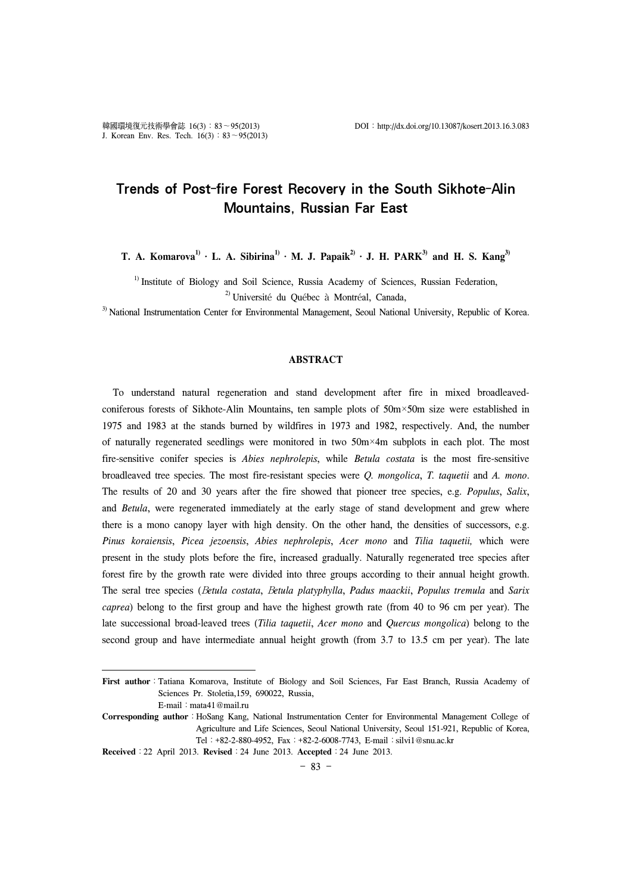# Trends of Post-fire Forest Recovery in the South Sikhote-Alin Mountains, Russian Far East

**T. A. Komarova[1] · L. A. Sibirina[1] · M. J. Papaik[2] · J. H. PARK[3] and H. S. Kang[3]**

[1] Institute of Biology and Soil Science, Russia Academy of Sciences, Russian Federation,

[2] Université du Québec à Montréal, Canada,

[3] National Instrumentation Center for Environmental Management, Seoul National University, Republic of Korea.

## ABSTRACT

To understand natural regeneration and stand development after fire in mixed broadleaved-coniferous forests of Sikhote-Alin Mountains, ten sample plots of 50m×50m size were established in 1975 and 1983 at the stands burned by wildfires in 1973 and 1982, respectively. And, the number of naturally regenerated seedlings were monitored in two 50m×4m subplots in each plot. The most fire-sensitive conifer species is *Abies nephrolepis*, while *Betula costata* is the most fire-sensitive broadleaved tree species. The most fire-resistant species were *Q. mongolica*, *T. taquetii* and *A. mono*. The results of 20 and 30 years after the fire showed that pioneer tree species, e.g. *Populus*, *Salix*, and *Betula*, were regenerated immediately at the early stage of stand development and grew where there is a mono canopy layer with high density. On the other hand, the densities of successors, e.g. *Pinus koraiensis*, *Picea jezoensis*, *Abies nephrolepis*, *Acer mono* and *Tilia taquetii,* which were present in the study plots before the fire, increased gradually. Naturally regenerated tree species after forest fire by the growth rate were divided into three groups according to their annual height growth. The seral tree species (*Betula costata*, *Betula platyphylla*, *Padus maackii*, *Populus tremula* and *Sarix caprea*) belong to the first group and have the highest growth rate (from 40 to 96 cm per year). The late successional broad-leaved trees (*Tilia taquetii*, *Acer mono* and *Quercus mongolica*) belong to the second group and have intermediate annual height growth (from 3.7 to 13.5 cm per year). The late

---

**First author**: Tatiana Komarova, Institute of Biology and Soil Sciences, Far East Branch, Russia Academy of Sciences Pr. Stoletia,159, 690022, Russia,
E-mail : mata41@mail.ru

**Corresponding author**: HoSang Kang, National Instrumentation Center for Environmental Management College of Agriculture and Life Sciences, Seoul National University, Seoul 151-921, Republic of Korea,
Tel : +82-2-880-4952, Fax : +82-2-6008-7743, E-mail : silvi1@snu.ac.kr

**Received** : 22 April 2013. **Revised** : 24 June 2013. **Accepted** : 24 June 2013.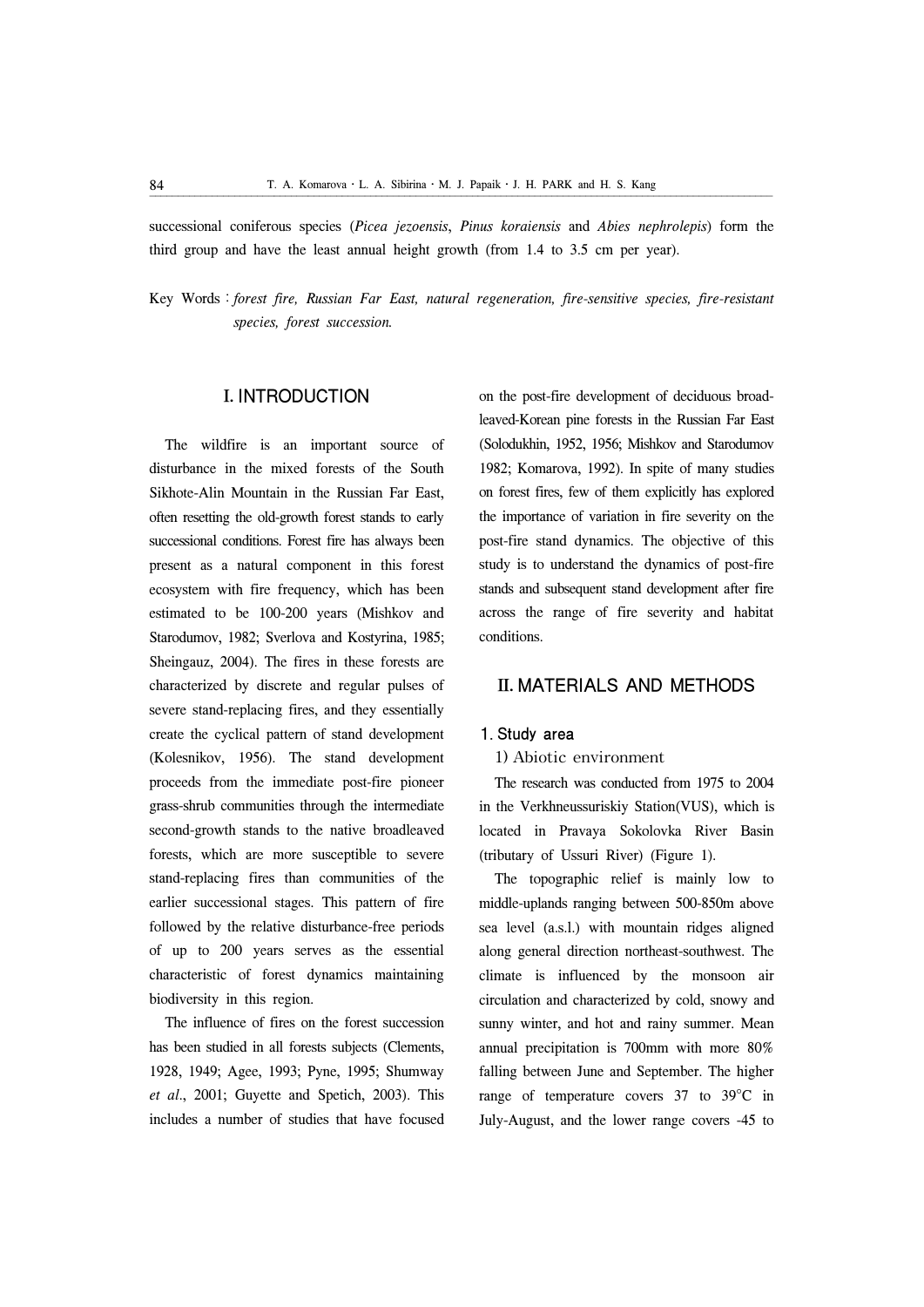successional coniferous species (*Picea jezoensis*, *Pinus koraiensis* and *Abies nephrolepis*) form the third group and have the least annual height growth (from 1.4 to 3.5 cm per year).

Key Words : *forest fire, Russian Far East, natural regeneration, fire-sensitive species, fire-resistant species, forest succession.*

## I. INTRODUCTION

The wildfire is an important source of disturbance in the mixed forests of the South Sikhote-Alin Mountain in the Russian Far East, often resetting the old-growth forest stands to early successional conditions. Forest fire has always been present as a natural component in this forest ecosystem with fire frequency, which has been estimated to be 100-200 years (Mishkov and Starodumov, 1982; Sverlova and Kostyrina, 1985; Sheingauz, 2004). The fires in these forests are characterized by discrete and regular pulses of severe stand-replacing fires, and they essentially create the cyclical pattern of stand development (Kolesnikov, 1956). The stand development proceeds from the immediate post-fire pioneer grass-shrub communities through the intermediate second-growth stands to the native broadleaved forests, which are more susceptible to severe stand-replacing fires than communities of the earlier successional stages. This pattern of fire followed by the relative disturbance-free periods of up to 200 years serves as the essential characteristic of forest dynamics maintaining biodiversity in this region.

The influence of fires on the forest succession has been studied in all forests subjects (Clements, 1928, 1949; Agee, 1993; Pyne, 1995; Shumway *et al*., 2001; Guyette and Spetich, 2003). This includes a number of studies that have focused on the post-fire development of deciduous broad-leaved-Korean pine forests in the Russian Far East (Solodukhin, 1952, 1956; Mishkov and Starodumov 1982; Komarova, 1992). In spite of many studies on forest fires, few of them explicitly has explored the importance of variation in fire severity on the post-fire stand dynamics. The objective of this study is to understand the dynamics of post-fire stands and subsequent stand development after fire across the range of fire severity and habitat conditions.

## II. MATERIALS AND METHODS

### 1. Study area

#### 1) Abiotic environment

The research was conducted from 1975 to 2004 in the Verkhneussuriskiy Station(VUS), which is located in Pravaya Sokolovka River Basin (tributary of Ussuri River) (Figure 1).

The topographic relief is mainly low to middle-uplands ranging between 500-850m above sea level (a.s.l.) with mountain ridges aligned along general direction northeast-southwest. The climate is influenced by the monsoon air circulation and characterized by cold, snowy and sunny winter, and hot and rainy summer. Mean annual precipitation is 700mm with more 80% falling between June and September. The higher range of temperature covers 37 to 39°C in July-August, and the lower range covers -45 to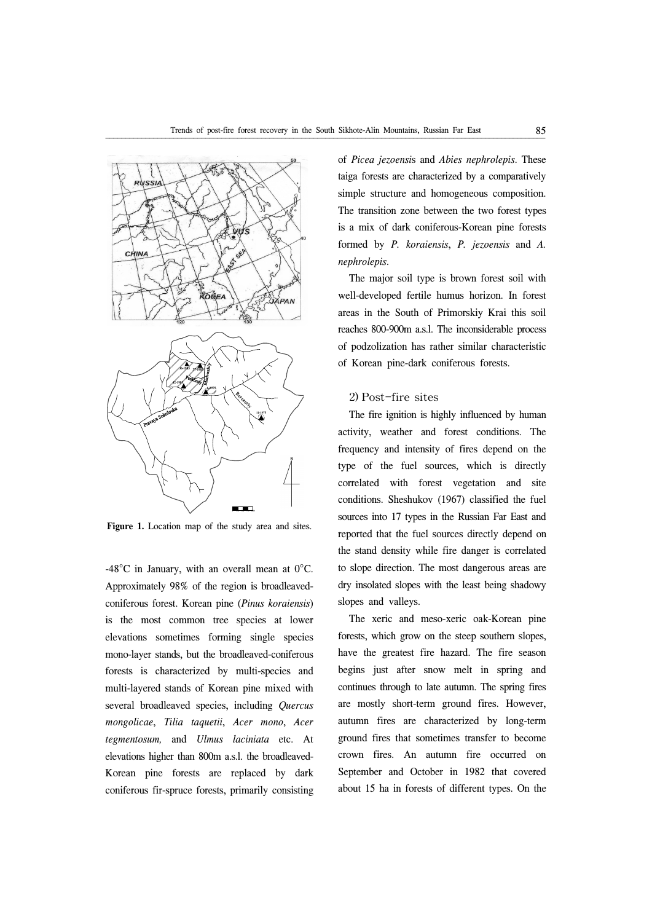**Figure 1.** Location map of the study area and sites.

-48°C in January, with an overall mean at 0°C. Approximately 98% of the region is broadleaved-coniferous forest. Korean pine (*Pinus koraiensis*) is the most common tree species at lower elevations sometimes forming single species mono-layer stands, but the broadleaved-coniferous forests is characterized by multi-species and multi-layered stands of Korean pine mixed with several broadleaved species, including *Quercus mongolicae*, *Tilia taquetii*, *Acer mono*, *Acer tegmentosum,* and *Ulmus laciniata* etc. At elevations higher than 800m a.s.l. the broadleaved-Korean pine forests are replaced by dark coniferous fir-spruce forests, primarily consisting of *Picea jezoensis* and *Abies nephrolepis*. These taiga forests are characterized by a comparatively simple structure and homogeneous composition. The transition zone between the two forest types is a mix of dark coniferous-Korean pine forests formed by *P. koraiensis*, *P. jezoensis* and *A. nephrolepis*.

The major soil type is brown forest soil with well-developed fertile humus horizon. In forest areas in the South of Primorskiy Krai this soil reaches 800-900m a.s.l. The inconsiderable process of podzolization has rather similar characteristic of Korean pine-dark coniferous forests.

### 2) Post-fire sites

The fire ignition is highly influenced by human activity, weather and forest conditions. The frequency and intensity of fires depend on the type of the fuel sources, which is directly correlated with forest vegetation and site conditions. Sheshukov (1967) classified the fuel sources into 17 types in the Russian Far East and reported that the fuel sources directly depend on the stand density while fire danger is correlated to slope direction. The most dangerous areas are dry insolated slopes with the least being shadowy slopes and valleys.

The xeric and meso-xeric oak-Korean pine forests, which grow on the steep southern slopes, have the greatest fire hazard. The fire season begins just after snow melt in spring and continues through to late autumn. The spring fires are mostly short-term ground fires. However, autumn fires are characterized by long-term ground fires that sometimes transfer to become crown fires. An autumn fire occurred on September and October in 1982 that covered about 15 ha in forests of different types. On the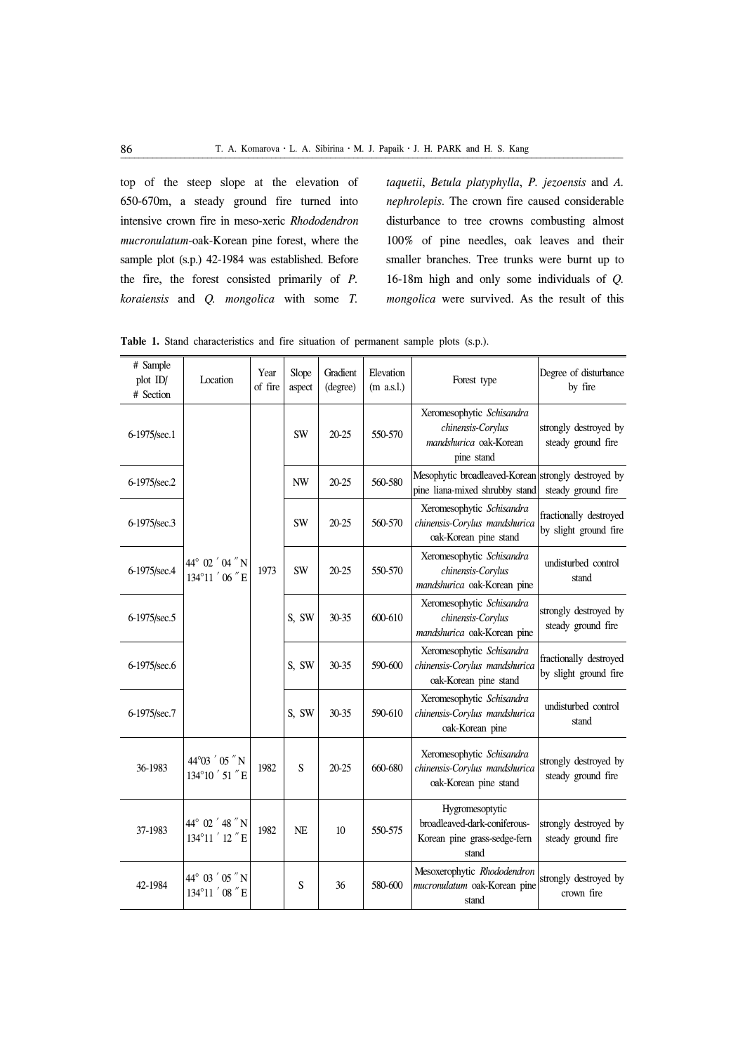top of the steep slope at the elevation of 650-670m, a steady ground fire turned into intensive crown fire in meso-xeric *Rhododendron mucronulatum*-oak-Korean pine forest, where the sample plot (s.p.) 42-1984 was established. Before the fire, the forest consisted primarily of *P. koraiensis* and *Q. mongolica* with some *T. taquetii*, *Betula platyphylla*, *P. jezoensis* and *A. nephrolepis*. The crown fire caused considerable disturbance to tree crowns combusting almost 100% of pine needles, oak leaves and their smaller branches. Tree trunks were burnt up to 16-18m high and only some individuals of *Q. mongolica* were survived. As the result of this

**Table 1.** Stand characteristics and fire situation of permanent sample plots (s.p.).

| # Sample plot ID/ # Section | Location | Year of fire | Slope aspect | Gradient (degree) | Elevation (m a.s.l.) | Forest type | Degree of disturbance by fire |
|---|---|---|---|---|---|---|---|
| 6-1975/sec.1 | 44° 02 ′ 04 ″N 134°11 ′ 06 ″E | 1973 | SW | 20-25 | 550-570 | Xeromesophytic *Schisandra chinensis-Corylus mandshurica* oak-Korean pine stand | strongly destroyed by steady ground fire |
| 6-1975/sec.2 | | | NW | 20-25 | 560-580 | Mesophytic broadleaved-Korean pine liana-mixed shrubby stand | strongly destroyed by steady ground fire |
| 6-1975/sec.3 | | | SW | 20-25 | 560-570 | Xeromesophytic *Schisandra chinensis-Corylus mandshurica* oak-Korean pine stand | fractionally destroyed by slight ground fire |
| 6-1975/sec.4 | | | SW | 20-25 | 550-570 | Xeromesophytic *Schisandra chinensis-Corylus mandshurica* oak-Korean pine | undisturbed control stand |
| 6-1975/sec.5 | | | S, SW | 30-35 | 600-610 | Xeromesophytic *Schisandra chinensis-Corylus mandshurica* oak-Korean pine | strongly destroyed by steady ground fire |
| 6-1975/sec.6 | | | S, SW | 30-35 | 590-600 | Xeromesophytic *Schisandra chinensis-Corylus mandshurica* oak-Korean pine stand | fractionally destroyed by slight ground fire |
| 6-1975/sec.7 | | | S, SW | 30-35 | 590-610 | Xeromesophytic *Schisandra chinensis-Corylus mandshurica* oak-Korean pine | undisturbed control stand |
| 36-1983 | 44°03 ′ 05 ″N 134°10 ′ 51 ″E | 1982 | S | 20-25 | 660-680 | Xeromesophytic *Schisandra chinensis-Corylus mandshurica* oak-Korean pine stand | strongly destroyed by steady ground fire |
| 37-1983 | 44° 02 ′ 48 ″N 134°11 ′ 12 ″E | 1982 | NE | 10 | 550-575 | Hygromesoptytic broadleaved-dark-coniferous-Korean pine grass-sedge-fern stand | strongly destroyed by steady ground fire |
| 42-1984 | 44° 03 ′ 05 ″N 134°11 ′ 08 ″E | | S | 36 | 580-600 | Mesoxerophytic *Rhododendron mucronulatum* oak-Korean pine stand | strongly destroyed by crown fire |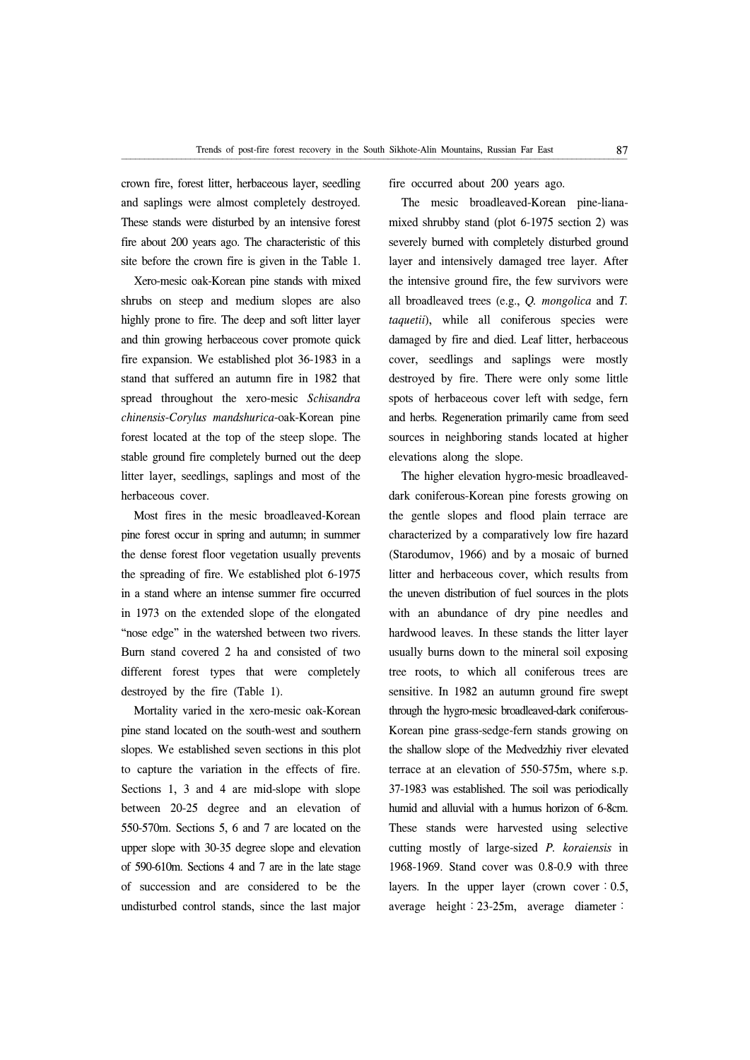crown fire, forest litter, herbaceous layer, seedling and saplings were almost completely destroyed. These stands were disturbed by an intensive forest fire about 200 years ago. The characteristic of this site before the crown fire is given in the Table 1.

Xero-mesic oak-Korean pine stands with mixed shrubs on steep and medium slopes are also highly prone to fire. The deep and soft litter layer and thin growing herbaceous cover promote quick fire expansion. We established plot 36-1983 in a stand that suffered an autumn fire in 1982 that spread throughout the xero-mesic *Schisandra chinensis-Corylus mandshurica*-oak-Korean pine forest located at the top of the steep slope. The stable ground fire completely burned out the deep litter layer, seedlings, saplings and most of the herbaceous cover.

Most fires in the mesic broadleaved-Korean pine forest occur in spring and autumn; in summer the dense forest floor vegetation usually prevents the spreading of fire. We established plot 6-1975 in a stand where an intense summer fire occurred in 1973 on the extended slope of the elongated "nose edge" in the watershed between two rivers. Burn stand covered 2 ha and consisted of two different forest types that were completely destroyed by the fire (Table 1).

Mortality varied in the xero-mesic oak-Korean pine stand located on the south-west and southern slopes. We established seven sections in this plot to capture the variation in the effects of fire. Sections 1, 3 and 4 are mid-slope with slope between 20-25 degree and an elevation of 550-570m. Sections 5, 6 and 7 are located on the upper slope with 30-35 degree slope and elevation of 590-610m. Sections 4 and 7 are in the late stage of succession and are considered to be the undisturbed control stands, since the last major fire occurred about 200 years ago.

The mesic broadleaved-Korean pine-liana-mixed shrubby stand (plot 6-1975 section 2) was severely burned with completely disturbed ground layer and intensively damaged tree layer. After the intensive ground fire, the few survivors were all broadleaved trees (e.g., *Q. mongolica* and *T. taquetii*), while all coniferous species were damaged by fire and died. Leaf litter, herbaceous cover, seedlings and saplings were mostly destroyed by fire. There were only some little spots of herbaceous cover left with sedge, fern and herbs. Regeneration primarily came from seed sources in neighboring stands located at higher elevations along the slope.

The higher elevation hygro-mesic broadleaved-dark coniferous-Korean pine forests growing on the gentle slopes and flood plain terrace are characterized by a comparatively low fire hazard (Starodumov, 1966) and by a mosaic of burned litter and herbaceous cover, which results from the uneven distribution of fuel sources in the plots with an abundance of dry pine needles and hardwood leaves. In these stands the litter layer usually burns down to the mineral soil exposing tree roots, to which all coniferous trees are sensitive. In 1982 an autumn ground fire swept through the hygro-mesic broadleaved-dark coniferous-Korean pine grass-sedge-fern stands growing on the shallow slope of the Medvedzhiy river elevated terrace at an elevation of 550-575m, where s.p. 37-1983 was established. The soil was periodically humid and alluvial with a humus horizon of 6-8cm. These stands were harvested using selective cutting mostly of large-sized *P. koraiensis* in 1968-1969. Stand cover was 0.8-0.9 with three layers. In the upper layer (crown cover : 0.5, average height : 23-25m, average diameter :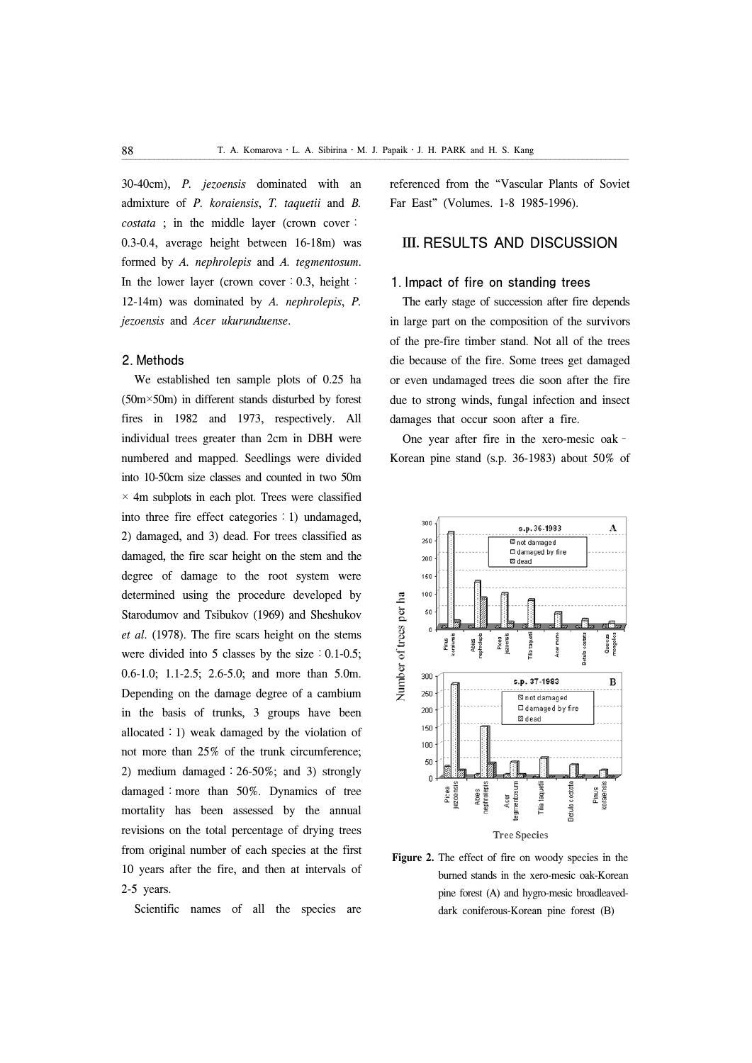30-40cm), *P. jezoensis* dominated with an admixture of *P. koraiensis*, *T. taquetii* and *B. costata* ; in the middle layer (crown cover : 0.3-0.4, average height between 16-18m) was formed by *A. nephrolepis* and *A. tegmentosum*. In the lower layer (crown cover : 0.3, height : 12-14m) was dominated by *A. nephrolepis*, *P. jezoensis* and *Acer ukurunduense*.

## 2. Methods

We established ten sample plots of 0.25 ha (50m×50m) in different stands disturbed by forest fires in 1982 and 1973, respectively. All individual trees greater than 2cm in DBH were numbered and mapped. Seedlings were divided into 10-50cm size classes and counted in two 50m × 4m subplots in each plot. Trees were classified into three fire effect categories : 1) undamaged, 2) damaged, and 3) dead. For trees classified as damaged, the fire scar height on the stem and the degree of damage to the root system were determined using the procedure developed by Starodumov and Tsibukov (1969) and Sheshukov *et al*. (1978). The fire scars height on the stems were divided into 5 classes by the size : 0.1-0.5; 0.6-1.0; 1.1-2.5; 2.6-5.0; and more than 5.0m. Depending on the damage degree of a cambium in the basis of trunks, 3 groups have been allocated : 1) weak damaged by the violation of not more than 25% of the trunk circumference; 2) medium damaged : 26-50%; and 3) strongly damaged : more than 50%. Dynamics of tree mortality has been assessed by the annual revisions on the total percentage of drying trees from original number of each species at the first 10 years after the fire, and then at intervals of 2-5 years.

Scientific names of all the species are referenced from the "Vascular Plants of Soviet Far East" (Volumes. 1-8 1985-1996).

# III. RESULTS AND DISCUSSION

## 1. Impact of fire on standing trees

The early stage of succession after fire depends in large part on the composition of the survivors of the pre-fire timber stand. Not all of the trees die because of the fire. Some trees get damaged or even undamaged trees die soon after the fire due to strong winds, fungal infection and insect damages that occur soon after a fire.

One year after fire in the xero-mesic oak - Korean pine stand (s.p. 36-1983) about 50% of

**Figure 2.** The effect of fire on woody species in the burned stands in the xero-mesic oak-Korean pine forest (A) and hygro-mesic broadleaved-dark coniferous-Korean pine forest (B)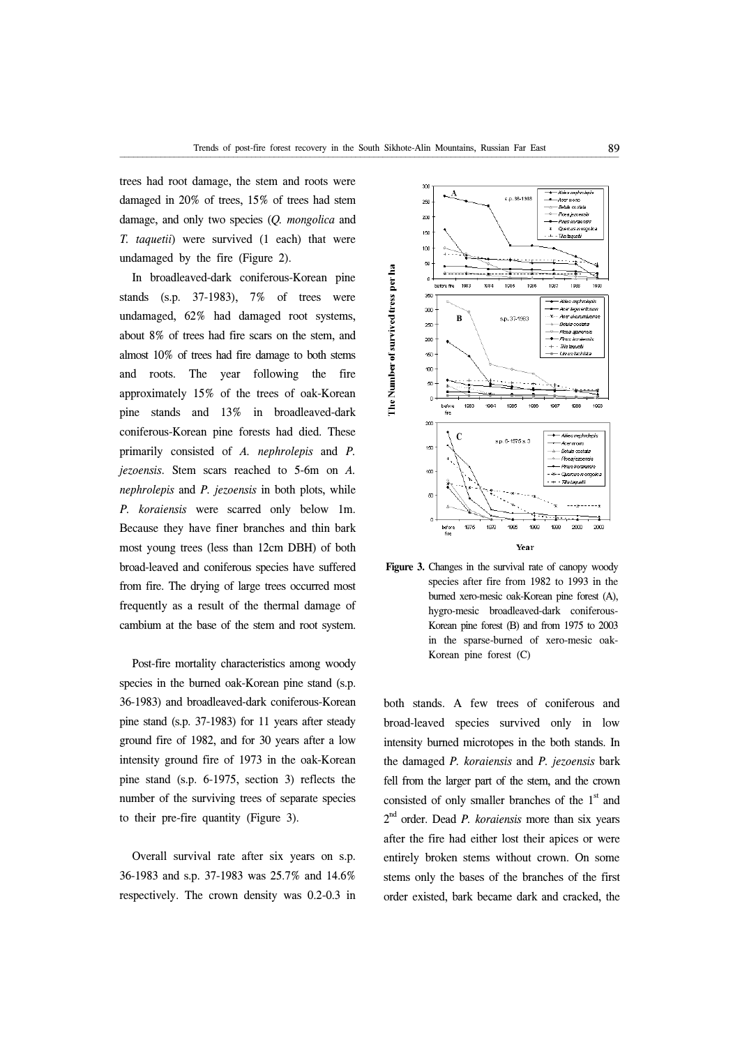trees had root damage, the stem and roots were damaged in 20% of trees, 15% of trees had stem damage, and only two species (*Q. mongolica* and *T. taquetii*) were survived (1 each) that were undamaged by the fire (Figure 2).

In broadleaved-dark coniferous-Korean pine stands (s.p. 37-1983), 7% of trees were undamaged, 62% had damaged root systems, about 8% of trees had fire scars on the stem, and almost 10% of trees had fire damage to both stems and roots. The year following the fire approximately 15% of the trees of oak-Korean pine stands and 13% in broadleaved-dark coniferous-Korean pine forests had died. These primarily consisted of *A. nephrolepis* and *P. jezoensis*. Stem scars reached to 5-6m on *A. nephrolepis* and *P. jezoensis* in both plots, while *P. koraiensis* were scarred only below 1m. Because they have finer branches and thin bark most young trees (less than 12cm DBH) of both broad-leaved and coniferous species have suffered from fire. The drying of large trees occurred most frequently as a result of the thermal damage of cambium at the base of the stem and root system.

Post-fire mortality characteristics among woody species in the burned oak-Korean pine stand (s.p. 36-1983) and broadleaved-dark coniferous-Korean pine stand (s.p. 37-1983) for 11 years after steady ground fire of 1982, and for 30 years after a low intensity ground fire of 1973 in the oak-Korean pine stand (s.p. 6-1975, section 3) reflects the number of the surviving trees of separate species to their pre-fire quantity (Figure 3).

**Figure 3.** Changes in the survival rate of canopy woody species after fire from 1982 to 1993 in the burned xero-mesic oak-Korean pine forest (A), hygro-mesic broadleaved-dark coniferous-Korean pine forest (B) and from 1975 to 2003 in the sparse-burned of xero-mesic oak-Korean pine forest (C)

Overall survival rate after six years on s.p. 36-1983 and s.p. 37-1983 was 25.7% and 14.6% respectively. The crown density was 0.2-0.3 in both stands. A few trees of coniferous and broad-leaved species survived only in low intensity burned microtopes in the both stands. In the damaged *P. koraiensis* and *P. jezoensis* bark fell from the larger part of the stem, and the crown consisted of only smaller branches of the 1[st] and 2[nd] order. Dead *P. koraiensis* more than six years after the fire had either lost their apices or were entirely broken stems without crown. On some stems only the bases of the branches of the first order existed, bark became dark and cracked, the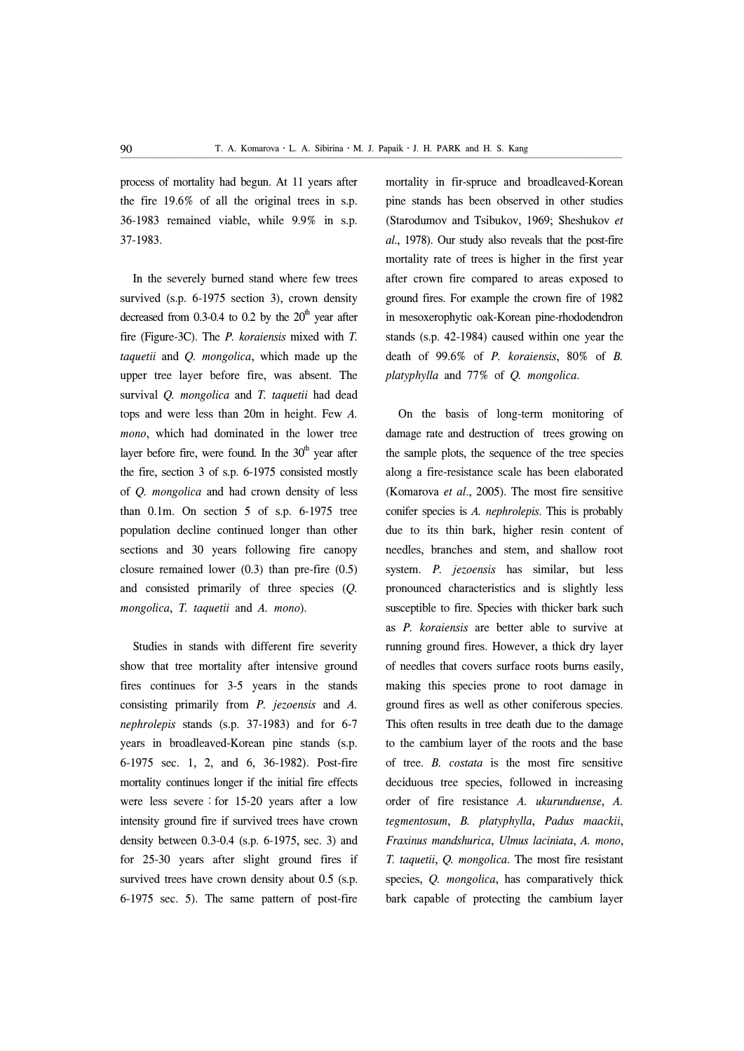process of mortality had begun. At 11 years after the fire 19.6% of all the original trees in s.p. 36-1983 remained viable, while 9.9% in s.p. 37-1983.

In the severely burned stand where few trees survived (s.p. 6-1975 section 3), crown density decreased from 0.3-0.4 to 0.2 by the 20th year after fire (Figure-3C). The *P. koraiensis* mixed with *T. taquetii* and *Q. mongolica*, which made up the upper tree layer before fire, was absent. The survival *Q. mongolica* and *T. taquetii* had dead tops and were less than 20m in height. Few *A. mono*, which had dominated in the lower tree layer before fire, were found. In the 30th year after the fire, section 3 of s.p. 6-1975 consisted mostly of *Q. mongolica* and had crown density of less than 0.1m. On section 5 of s.p. 6-1975 tree population decline continued longer than other sections and 30 years following fire canopy closure remained lower (0.3) than pre-fire (0.5) and consisted primarily of three species (*Q. mongolica*, *T. taquetii* and *A. mono*).

Studies in stands with different fire severity show that tree mortality after intensive ground fires continues for 3-5 years in the stands consisting primarily from *P. jezoensis* and *A. nephrolepis* stands (s.p. 37-1983) and for 6-7 years in broadleaved-Korean pine stands (s.p. 6-1975 sec. 1, 2, and 6, 36-1982). Post-fire mortality continues longer if the initial fire effects were less severe : for 15-20 years after a low intensity ground fire if survived trees have crown density between 0.3-0.4 (s.p. 6-1975, sec. 3) and for 25-30 years after slight ground fires if survived trees have crown density about 0.5 (s.p. 6-1975 sec. 5). The same pattern of post-fire mortality in fir-spruce and broadleaved-Korean pine stands has been observed in other studies (Starodumov and Tsibukov, 1969; Sheshukov *et al*., 1978). Our study also reveals that the post-fire mortality rate of trees is higher in the first year after crown fire compared to areas exposed to ground fires. For example the crown fire of 1982 in mesoxerophytic oak-Korean pine-rhododendron stands (s.p. 42-1984) caused within one year the death of 99.6% of *P. koraiensis*, 80% of *B. platyphylla* and 77% of *Q. mongolica*.

On the basis of long-term monitoring of damage rate and destruction of trees growing on the sample plots, the sequence of the tree species along a fire-resistance scale has been elaborated (Komarova *et al*., 2005). The most fire sensitive conifer species is *A. nephrolepis*. This is probably due to its thin bark, higher resin content of needles, branches and stem, and shallow root system. *P. jezoensis* has similar, but less pronounced characteristics and is slightly less susceptible to fire. Species with thicker bark such as *P. koraiensis* are better able to survive at running ground fires. However, a thick dry layer of needles that covers surface roots burns easily, making this species prone to root damage in ground fires as well as other coniferous species. This often results in tree death due to the damage to the cambium layer of the roots and the base of tree. *B. costata* is the most fire sensitive deciduous tree species, followed in increasing order of fire resistance *A. ukurunduense*, *A. tegmentosum*, *B. platyphylla*, *Padus maackii*, *Fraxinus mandshurica*, *Ulmus laciniata*, *A. mono*, *T. taquetii*, *Q. mongolica*. The most fire resistant species, *Q. mongolica*, has comparatively thick bark capable of protecting the cambium layer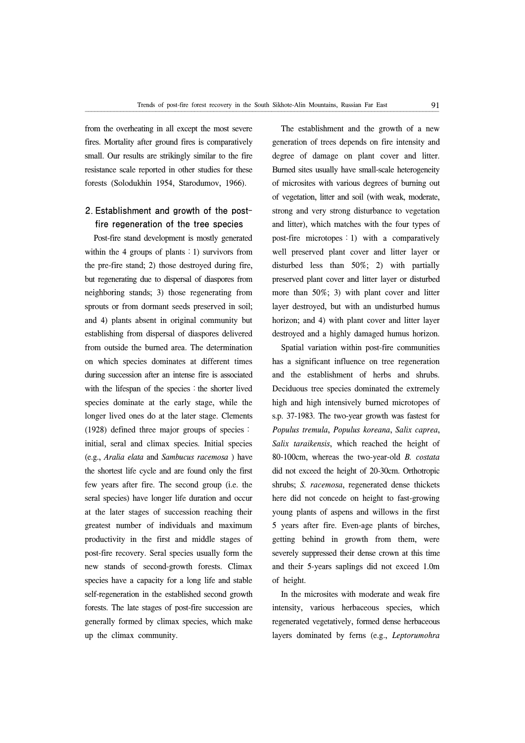from the overheating in all except the most severe fires. Mortality after ground fires is comparatively small. Our results are strikingly similar to the fire resistance scale reported in other studies for these forests (Solodukhin 1954, Starodumov, 1966).

## 2. Establishment and growth of the post-fire regeneration of the tree species

Post-fire stand development is mostly generated within the 4 groups of plants : 1) survivors from the pre-fire stand; 2) those destroyed during fire, but regenerating due to dispersal of diaspores from neighboring stands; 3) those regenerating from sprouts or from dormant seeds preserved in soil; and 4) plants absent in original community but establishing from dispersal of diaspores delivered from outside the burned area. The determination on which species dominates at different times during succession after an intense fire is associated with the lifespan of the species : the shorter lived species dominate at the early stage, while the longer lived ones do at the later stage. Clements (1928) defined three major groups of species : initial, seral and climax species. Initial species (e.g., *Aralia elata* and *Sambucus racemosa* ) have the shortest life cycle and are found only the first few years after fire. The second group (i.e. the seral species) have longer life duration and occur at the later stages of succession reaching their greatest number of individuals and maximum productivity in the first and middle stages of post-fire recovery. Seral species usually form the new stands of second-growth forests. Climax species have a capacity for a long life and stable self-regeneration in the established second growth forests. The late stages of post-fire succession are generally formed by climax species, which make up the climax community.

The establishment and the growth of a new generation of trees depends on fire intensity and degree of damage on plant cover and litter. Burned sites usually have small-scale heterogeneity of microsites with various degrees of burning out of vegetation, litter and soil (with weak, moderate, strong and very strong disturbance to vegetation and litter), which matches with the four types of post-fire microtopes : 1) with a comparatively well preserved plant cover and litter layer or disturbed less than 50%; 2) with partially preserved plant cover and litter layer or disturbed more than 50%; 3) with plant cover and litter layer destroyed, but with an undisturbed humus horizon; and 4) with plant cover and litter layer destroyed and a highly damaged humus horizon.

Spatial variation within post-fire communities has a significant influence on tree regeneration and the establishment of herbs and shrubs. Deciduous tree species dominated the extremely high and high intensively burned microtopes of s.p. 37-1983. The two-year growth was fastest for *Populus tremula*, *Populus koreana*, *Salix caprea*, *Salix taraikensis*, which reached the height of 80-100cm, whereas the two-year-old *B. costata* did not exceed the height of 20-30cm. Orthotropic shrubs; *S. racemosa*, regenerated dense thickets here did not concede on height to fast-growing young plants of aspens and willows in the first 5 years after fire. Even-age plants of birches, getting behind in growth from them, were severely suppressed their dense crown at this time and their 5-years saplings did not exceed 1.0m of height.

In the microsites with moderate and weak fire intensity, various herbaceous species, which regenerated vegetatively, formed dense herbaceous layers dominated by ferns (e.g., *Leptorumohra*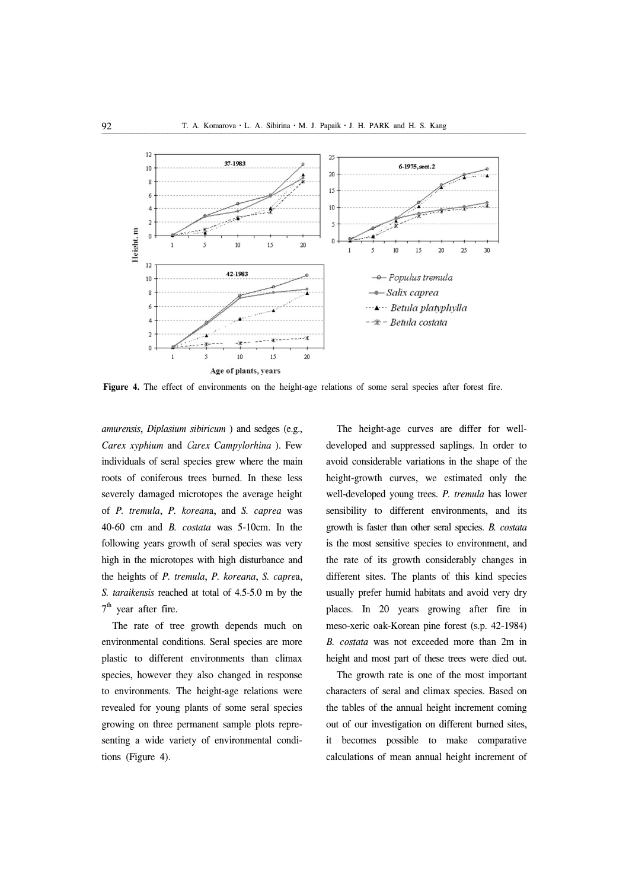Figure 4. The effect of environments on the height-age relations of some seral species after forest fire.

*amurensis*, *Diplasium sibiricum* ) and sedges (e.g., *Carex xyphium* and *Carex Campylorhina* ). Few individuals of seral species grew where the main roots of coniferous trees burned. In these less severely damaged microtopes the average height of *P. tremula*, *P. koreana*, and *S. caprea* was 40-60 cm and *B. costata* was 5-10cm. In the following years growth of seral species was very high in the microtopes with high disturbance and the heights of *P. tremula*, *P. koreana*, *S. caprea*, *S. taraikensis* reached at total of 4.5-5.0 m by the 7th year after fire.

The rate of tree growth depends much on environmental conditions. Seral species are more plastic to different environments than climax species, however they also changed in response to environments. The height-age relations were revealed for young plants of some seral species growing on three permanent sample plots representing a wide variety of environmental conditions (Figure 4).

The height-age curves are differ for well-developed and suppressed saplings. In order to avoid considerable variations in the shape of the height-growth curves, we estimated only the well-developed young trees. *P. tremula* has lower sensibility to different environments, and its growth is faster than other seral species. *B. costata* is the most sensitive species to environment, and the rate of its growth considerably changes in different sites. The plants of this kind species usually prefer humid habitats and avoid very dry places. In 20 years growing after fire in meso-xeric oak-Korean pine forest (s.p. 42-1984) *B. costata* was not exceeded more than 2m in height and most part of these trees were died out.

The growth rate is one of the most important characters of seral and climax species. Based on the tables of the annual height increment coming out of our investigation on different burned sites, it becomes possible to make comparative calculations of mean annual height increment of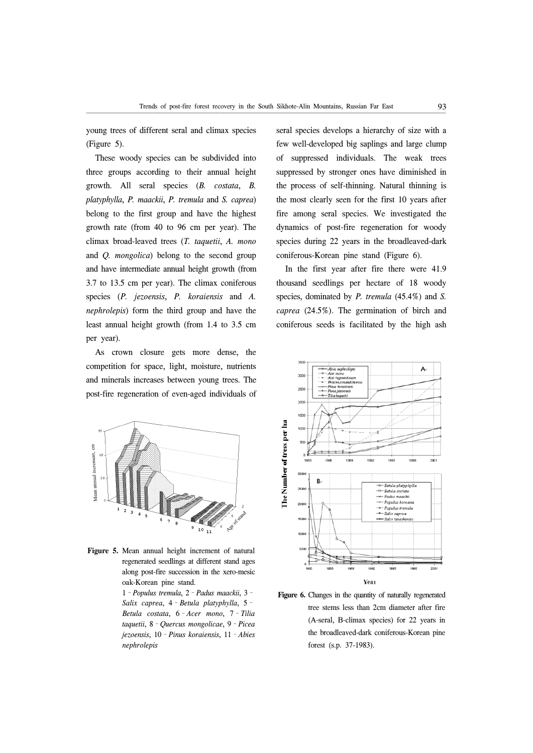young trees of different seral and climax species (Figure 5).

These woody species can be subdivided into three groups according to their annual height growth. All seral species (*B. costata*, *B. platyphylla*, *P. maackii*, *P. tremula* and *S. caprea*) belong to the first group and have the highest growth rate (from 40 to 96 cm per year). The climax broad-leaved trees (*T. taquetii*, *A. mono* and *Q. mongolica*) belong to the second group and have intermediate annual height growth (from 3.7 to 13.5 cm per year). The climax coniferous species (*P. jezoensis*, *P. koraiensis* and *A. nephrolepis*) form the third group and have the least annual height growth (from 1.4 to 3.5 cm per year).

As crown closure gets more dense, the competition for space, light, moisture, nutrients and minerals increases between young trees. The post-fire regeneration of even-aged individuals of seral species develops a hierarchy of size with a few well-developed big saplings and large clump of suppressed individuals. The weak trees suppressed by stronger ones have diminished in the process of self-thinning. Natural thinning is the most clearly seen for the first 10 years after fire among seral species. We investigated the dynamics of post-fire regeneration for woody species during 22 years in the broadleaved-dark coniferous-Korean pine stand (Figure 6).

In the first year after fire there were 41.9 thousand seedlings per hectare of 18 woody species, dominated by *P. tremula* (45.4%) and *S. caprea* (24.5%). The germination of birch and coniferous seeds is facilitated by the high ash

**Figure 5.** Mean annual height increment of natural regenerated seedlings at different stand ages along post-fire succession in the xero-mesic oak-Korean pine stand.
1 - *Populus tremula*, 2 - *Padus maackii*, 3 - *Salix caprea*, 4 - *Betula platyphylla*, 5 - *Betula costata*, 6 - *Acer mono*, 7 - *Tilia taquetii*, 8 - *Quercus mongolicae*, 9 - *Picea jezoensis*, 10 - *Pinus koraiensis*, 11 - *Abies nephrolepis*

**Figure 6.** Changes in the quantity of naturally regenerated tree stems less than 2cm diameter after fire (A-seral, B-climax species) for 22 years in the broadleaved-dark coniferous-Korean pine forest (s.p. 37-1983).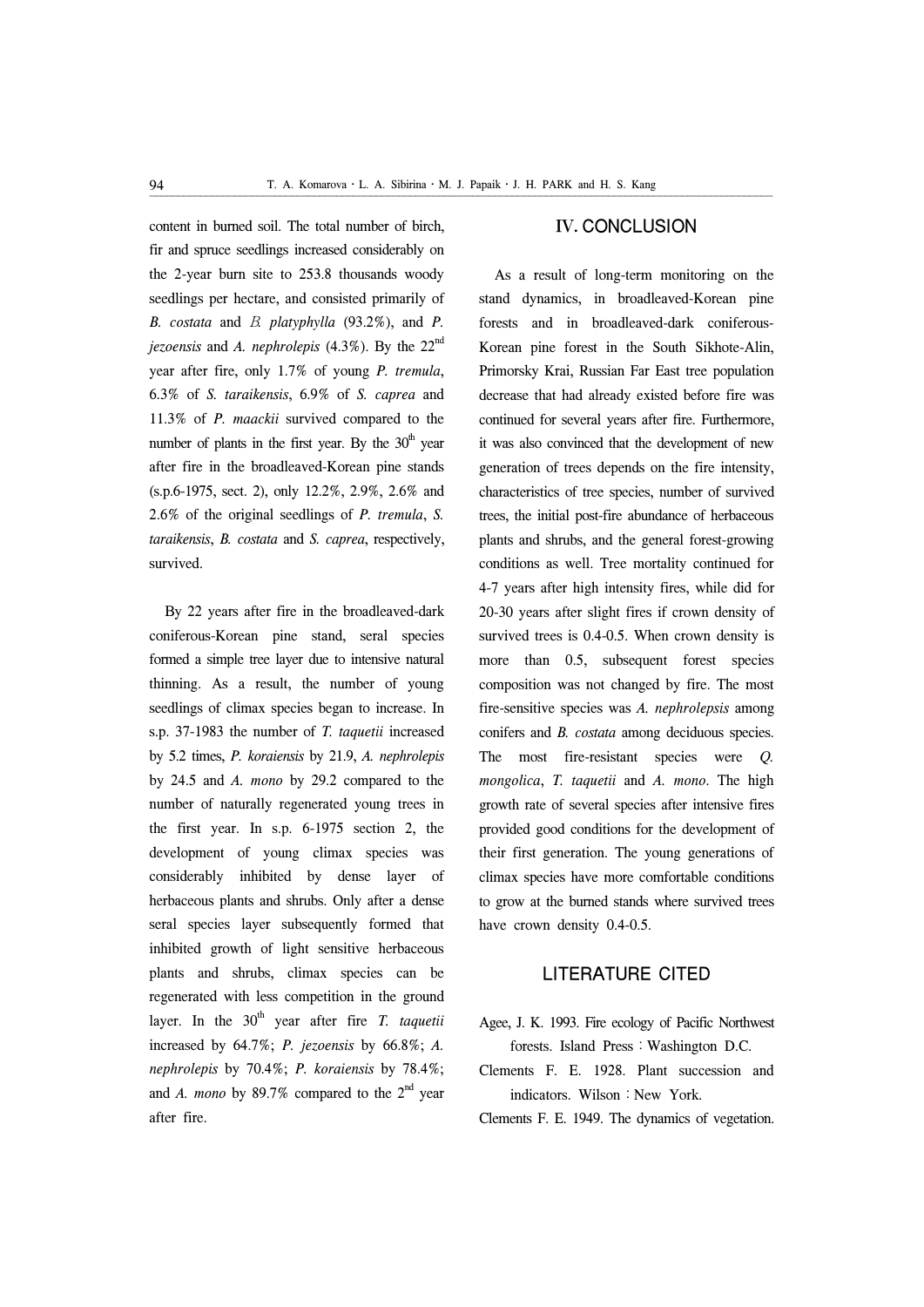content in burned soil. The total number of birch, fir and spruce seedlings increased considerably on the 2-year burn site to 253.8 thousands woody seedlings per hectare, and consisted primarily of *B. costata* and *B. platyphylla* (93.2%), and *P. jezoensis* and *A. nephrolepis* (4.3%). By the 22nd year after fire, only 1.7% of young *P. tremula*, 6.3% of *S. taraikensis*, 6.9% of *S. caprea* and 11.3% of *P. maackii* survived compared to the number of plants in the first year. By the 30th year after fire in the broadleaved-Korean pine stands (s.p.6-1975, sect. 2), only 12.2%, 2.9%, 2.6% and 2.6% of the original seedlings of *P. tremula*, *S. taraikensis*, *B. costata* and *S. caprea*, respectively, survived.

By 22 years after fire in the broadleaved-dark coniferous-Korean pine stand, seral species formed a simple tree layer due to intensive natural thinning. As a result, the number of young seedlings of climax species began to increase. In s.p. 37-1983 the number of *T. taquetii* increased by 5.2 times, *P. koraiensis* by 21.9, *A. nephrolepis* by 24.5 and *A. mono* by 29.2 compared to the number of naturally regenerated young trees in the first year. In s.p. 6-1975 section 2, the development of young climax species was considerably inhibited by dense layer of herbaceous plants and shrubs. Only after a dense seral species layer subsequently formed that inhibited growth of light sensitive herbaceous plants and shrubs, climax species can be regenerated with less competition in the ground layer. In the 30th year after fire *T. taquetii* increased by 64.7%; *P. jezoensis* by 66.8%; *A. nephrolepis* by 70.4%; *P. koraiensis* by 78.4%; and *A. mono* by 89.7% compared to the 2nd year after fire.

## IV. CONCLUSION

As a result of long-term monitoring on the stand dynamics, in broadleaved-Korean pine forests and in broadleaved-dark coniferous-Korean pine forest in the South Sikhote-Alin, Primorsky Krai, Russian Far East tree population decrease that had already existed before fire was continued for several years after fire. Furthermore, it was also convinced that the development of new generation of trees depends on the fire intensity, characteristics of tree species, number of survived trees, the initial post-fire abundance of herbaceous plants and shrubs, and the general forest-growing conditions as well. Tree mortality continued for 4-7 years after high intensity fires, while did for 20-30 years after slight fires if crown density of survived trees is 0.4-0.5. When crown density is more than 0.5, subsequent forest species composition was not changed by fire. The most fire-sensitive species was *A. nephrolepsis* among conifers and *B. costata* among deciduous species. The most fire-resistant species were *Q. mongolica*, *T. taquetii* and *A. mono*. The high growth rate of several species after intensive fires provided good conditions for the development of their first generation. The young generations of climax species have more comfortable conditions to grow at the burned stands where survived trees have crown density 0.4-0.5.

## LITERATURE CITED

Agee, J. K. 1993. Fire ecology of Pacific Northwest forests. Island Press : Washington D.C.

Clements F. E. 1928. Plant succession and indicators. Wilson : New York.

Clements F. E. 1949. The dynamics of vegetation.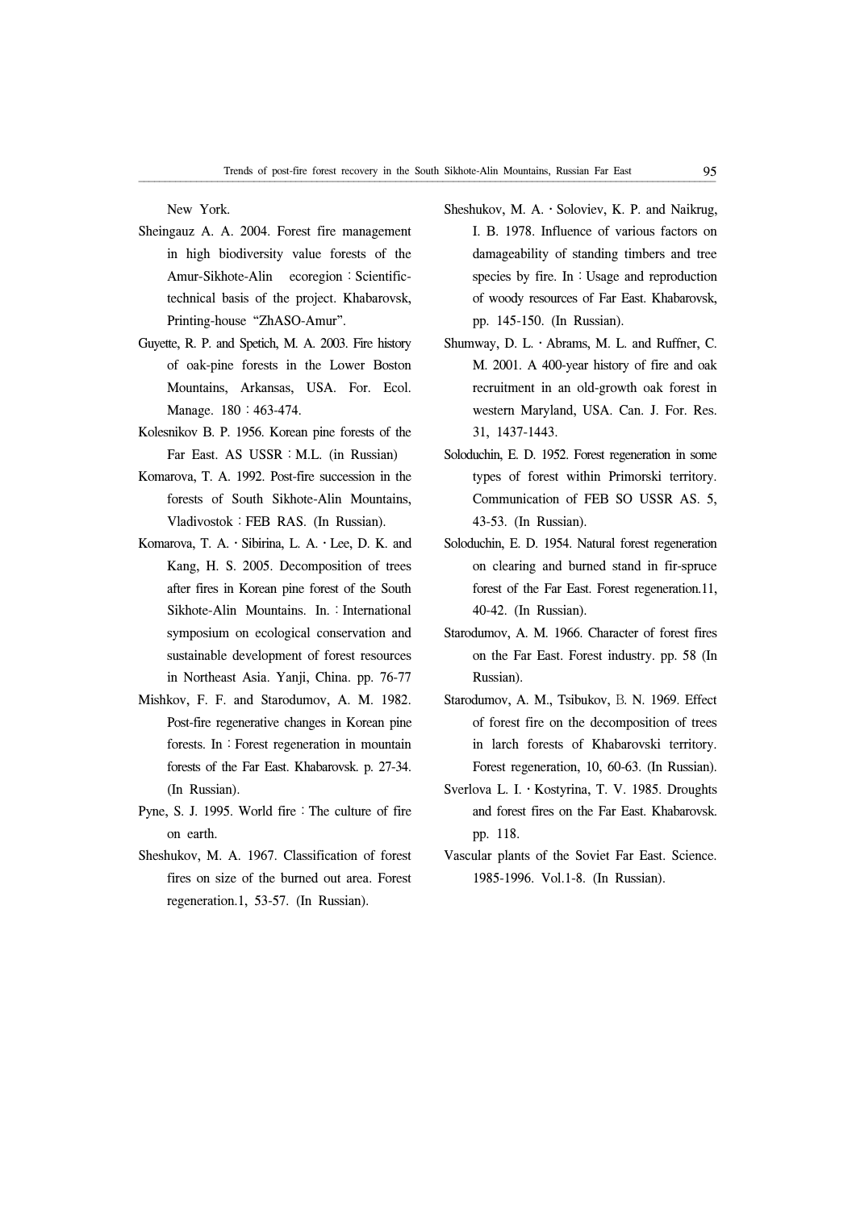New York.

Sheingauz A. A. 2004. Forest fire management in high biodiversity value forests of the Amur-Sikhote-Alin ecoregion : Scientific-technical basis of the project. Khabarovsk, Printing-house "ZhASO-Amur".

Guyette, R. P. and Spetich, M. A. 2003. Fire history of oak-pine forests in the Lower Boston Mountains, Arkansas, USA. For. Ecol. Manage. 180 : 463-474.

Kolesnikov B. P. 1956. Korean pine forests of the Far East. AS USSR : M.L. (in Russian)

Komarova, T. A. 1992. Post-fire succession in the forests of South Sikhote-Alin Mountains, Vladivostok : FEB RAS. (In Russian).

Komarova, T. A. · Sibirina, L. A. · Lee, D. K. and Kang, H. S. 2005. Decomposition of trees after fires in Korean pine forest of the South Sikhote-Alin Mountains. In. : International symposium on ecological conservation and sustainable development of forest resources in Northeast Asia. Yanji, China. pp. 76-77

Mishkov, F. F. and Starodumov, A. M. 1982. Post-fire regenerative changes in Korean pine forests. In : Forest regeneration in mountain forests of the Far East. Khabarovsk. p. 27-34. (In Russian).

Pyne, S. J. 1995. World fire : The culture of fire on earth.

Sheshukov, M. A. 1967. Classification of forest fires on size of the burned out area. Forest regeneration.1, 53-57. (In Russian).

Sheshukov, M. A. · Soloviev, K. P. and Naikrug, I. B. 1978. Influence of various factors on damageability of standing timbers and tree species by fire. In : Usage and reproduction of woody resources of Far East. Khabarovsk, pp. 145-150. (In Russian).

Shumway, D. L. · Abrams, M. L. and Ruffner, C. M. 2001. A 400-year history of fire and oak recruitment in an old-growth oak forest in western Maryland, USA. Can. J. For. Res. 31, 1437-1443.

Soloduchin, E. D. 1952. Forest regeneration in some types of forest within Primorski territory. Communication of FEB SO USSR AS. 5, 43-53. (In Russian).

Soloduchin, E. D. 1954. Natural forest regeneration on clearing and burned stand in fir-spruce forest of the Far East. Forest regeneration.11, 40-42. (In Russian).

Starodumov, A. M. 1966. Character of forest fires on the Far East. Forest industry. pp. 58 (In Russian).

Starodumov, A. M., Tsibukov, B. N. 1969. Effect of forest fire on the decomposition of trees in larch forests of Khabarovski territory. Forest regeneration, 10, 60-63. (In Russian).

Sverlova L. I. · Kostyrina, T. V. 1985. Droughts and forest fires on the Far East. Khabarovsk. pp. 118.

Vascular plants of the Soviet Far East. Science. 1985-1996. Vol.1-8. (In Russian).